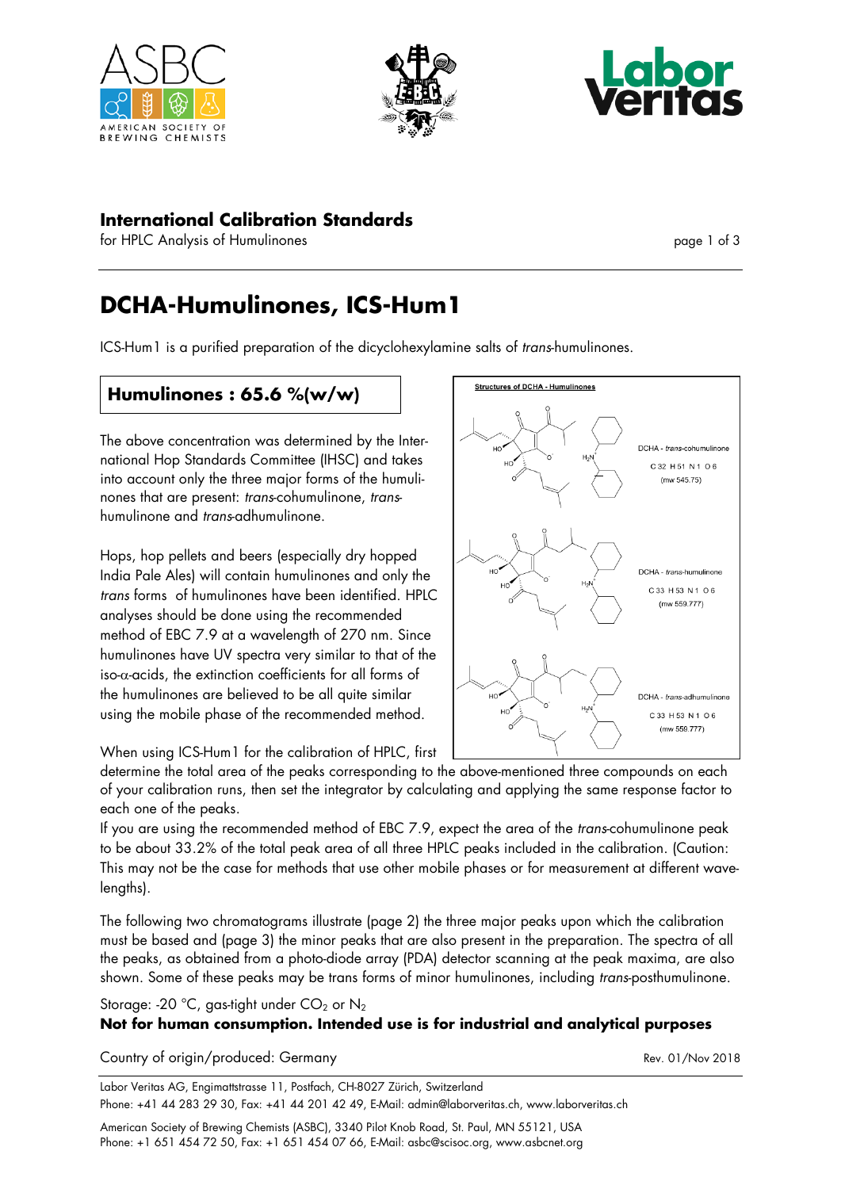## International Calibration Standards

for HPLC Analysis of Humulinones

# DCHA-Humulinones, ICS-Hum1

ICS-Hum1 is a purified preparation of the dicyclohexylamine salts of *trans*-humulinones.

**Humulinones : 65.6 %(w/w)**

The above concentration was determined by the International Hop Standards Committee (IHSC) and takes into account only the three major forms of the humulinones that are present: *trans*-cohumulinone, *trans*-humulinone and *trans*-adhumulinone.

Hops, hop pellets and beers (especially dry hopped India Pale Ales) will contain humulinones and only the *trans* forms of humulinones have been identified. HPLC analyses should be done using the recommended method of EBC 7.9 at a wavelength of 270 nm. Since humulinones have UV spectra very similar to that of the iso-α-acids, the extinction coefficients for all forms of the humulinones are believed to be all quite similar using the mobile phase of the recommended method.

**Structures of DCHA - Humulinones**

DCHA - *trans*-cohumulinone
C 32 H 51 N 1 O 6
(mw 545.75)

DCHA - *trans*-humulinone
C 33 H 53 N 1 O 6
(mw 559.777)

DCHA - *trans*-adhumulinone
C 33 H 53 N 1 O 6
(mw 559.777)

When using ICS-Hum1 for the calibration of HPLC, first determine the total area of the peaks corresponding to the above-mentioned three compounds on each of your calibration runs, then set the integrator by calculating and applying the same response factor to each one of the peaks.

If you are using the recommended method of EBC 7.9, expect the area of the *trans*-cohumulinone peak to be about 33.2% of the total peak area of all three HPLC peaks included in the calibration. (Caution: This may not be the case for methods that use other mobile phases or for measurement at different wavelengths).

The following two chromatograms illustrate (page 2) the three major peaks upon which the calibration must be based and (page 3) the minor peaks that are also present in the preparation. The spectra of all the peaks, as obtained from a photo-diode array (PDA) detector scanning at the peak maxima, are also shown. Some of these peaks may be trans forms of minor humulinones, including *trans*-posthumulinone.

Storage: -20 °C, gas-tight under $CO_2$ or $N_2$

**Not for human consumption. Intended use is for industrial and analytical purposes**

Country of origin/produced: Germany

Rev. 01/Nov 2018

Labor Veritas AG, Engimattstrasse 11, Postfach, CH-8027 Zürich, Switzerland
Phone: +41 44 283 29 30, Fax: +41 44 201 42 49, E-Mail: admin@laborveritas.ch, www.laborveritas.ch

American Society of Brewing Chemists (ASBC), 3340 Pilot Knob Road, St. Paul, MN 55121, USA
Phone: +1 651 454 72 50, Fax: +1 651 454 07 66, E-Mail: asbc@scisoc.org, www.asbcnet.org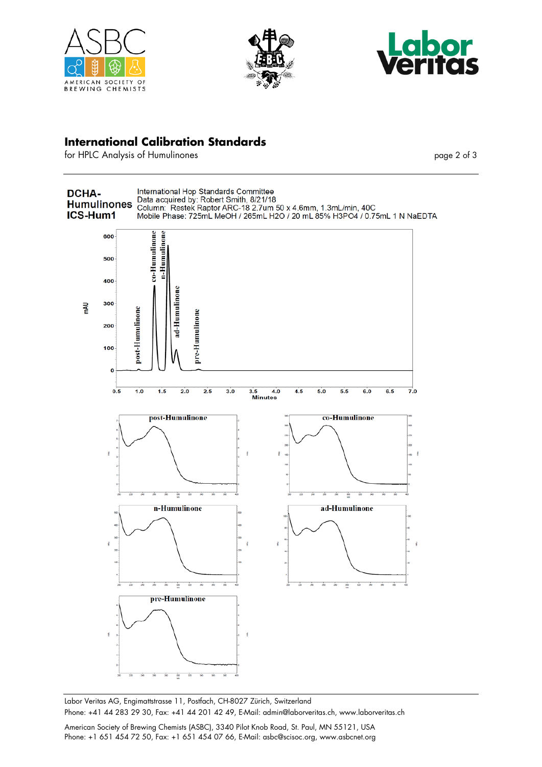## International Calibration Standards

for HPLC Analysis of Humulinones

**DCHA-Humulinones ICS-Hum1**

International Hop Standards Committee
Data acquired by: Robert Smith, 8/21/18
Column: Restek Raptor ARC-18 2.7um 50 x 4.6mm, 1.3mL/min, 40C
Mobile Phase: 725mL MeOH / 265mL H2O / 20 mL 85% H3PO4 / 0.75mL 1 N NaEDTA

Labor Veritas AG, Engimattstrasse 11, Postfach, CH-8027 Zürich, Switzerland
Phone: +41 44 283 29 30, Fax: +41 44 201 42 49, E-Mail: admin@laborveritas.ch, www.laborveritas.ch

American Society of Brewing Chemists (ASBC), 3340 Pilot Knob Road, St. Paul, MN 55121, USA
Phone: +1 651 454 72 50, Fax: +1 651 454 07 66, E-Mail: asbc@scisoc.org, www.asbcnet.org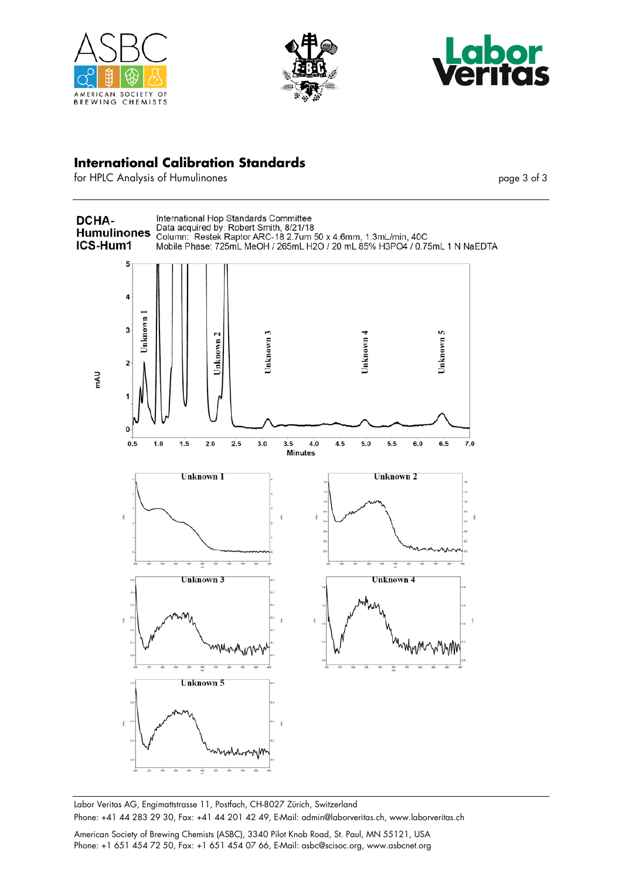## International Calibration Standards

for HPLC Analysis of Humulinones

**DCHA-Humulinones ICS-Hum1**

International Hop Standards Committee
Data acquired by: Robert Smith, 8/21/18
Column: Restek Raptor ARC-18 2.7um 50 x 4.6mm, 1.3mL/min, 40C
Mobile Phase: 725mL MeOH / 265mL H2O / 20 mL 85% H3PO4 / 0.75mL 1 N NaEDTA

mAU

0
1
2
3
4
5

Unknown 1
Unknown 2
Unknown 3
Unknown 4
Unknown 5

0.5 1.0 1.5 2.0 2.5 3.0 3.5 4.0 4.5 5.0 5.5 6.0 6.5 7.0

Minutes

Unknown 1

Unknown 2

Unknown 3

Unknown 4

Unknown 5

Labor Veritas AG, Engimattstrasse 11, Postfach, CH-8027 Zürich, Switzerland
Phone: +41 44 283 29 30, Fax: +41 44 201 42 49, E-Mail: admin@laborveritas.ch, www.laborveritas.ch

American Society of Brewing Chemists (ASBC), 3340 Pilot Knob Road, St. Paul, MN 55121, USA
Phone: +1 651 454 72 50, Fax: +1 651 454 07 66, E-Mail: asbc@scisoc.org, www.asbcnet.org